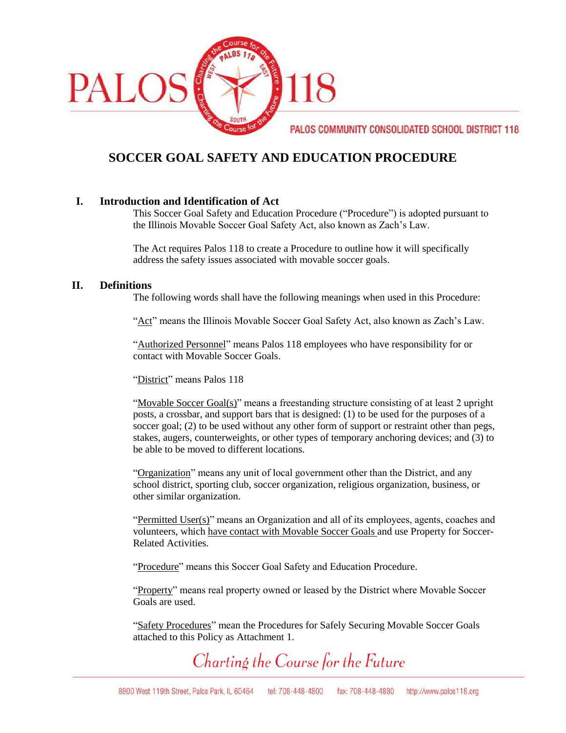# SOCCER GOAL SAFETY AND EDUCATION PROCEDURE

## I. Introduction and Identification of Act

This Soccer Goal Safety and Education Procedure ("Procedure") is adopted pursuant to the Illinois Movable Soccer Goal Safety Act, also known as Zach's Law.

The Act requires Palos 118 to create a Procedure to outline how it will specifically address the safety issues associated with movable soccer goals.

## II. Definitions

The following words shall have the following meanings when used in this Procedure:

"Act" means the Illinois Movable Soccer Goal Safety Act, also known as Zach's Law.

"Authorized Personnel" means Palos 118 employees who have responsibility for or contact with Movable Soccer Goals.

"District" means Palos 118

"Movable Soccer Goal(s)" means a freestanding structure consisting of at least 2 upright posts, a crossbar, and support bars that is designed: (1) to be used for the purposes of a soccer goal; (2) to be used without any other form of support or restraint other than pegs, stakes, augers, counterweights, or other types of temporary anchoring devices; and (3) to be able to be moved to different locations.

"Organization" means any unit of local government other than the District, and any school district, sporting club, soccer organization, religious organization, business, or other similar organization.

"Permitted User(s)" means an Organization and all of its employees, agents, coaches and volunteers, which have contact with Movable Soccer Goals and use Property for Soccer-Related Activities.

"Procedure" means this Soccer Goal Safety and Education Procedure.

"Property" means real property owned or leased by the District where Movable Soccer Goals are used.

"Safety Procedures" mean the Procedures for Safely Securing Movable Soccer Goals attached to this Policy as Attachment 1.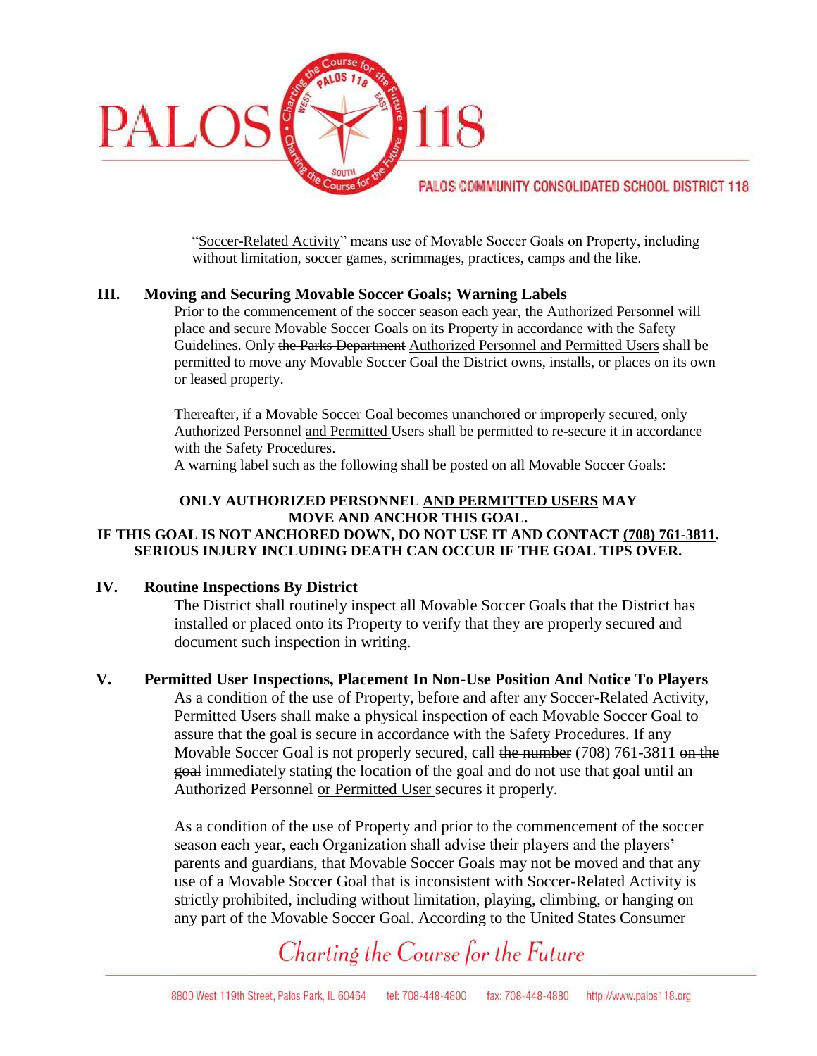"Soccer-Related Activity" means use of Movable Soccer Goals on Property, including without limitation, soccer games, scrimmages, practices, camps and the like.

## III. Moving and Securing Movable Soccer Goals; Warning Labels

Prior to the commencement of the soccer season each year, the Authorized Personnel will place and secure Movable Soccer Goals on its Property in accordance with the Safety Guidelines. Only ~~the Parks Department~~ Authorized Personnel and Permitted Users shall be permitted to move any Movable Soccer Goal the District owns, installs, or places on its own or leased property.

Thereafter, if a Movable Soccer Goal becomes unanchored or improperly secured, only Authorized Personnel and Permitted Users shall be permitted to re-secure it in accordance with the Safety Procedures.

A warning label such as the following shall be posted on all Movable Soccer Goals:

**ONLY AUTHORIZED PERSONNEL AND PERMITTED USERS MAY MOVE AND ANCHOR THIS GOAL.**
**IF THIS GOAL IS NOT ANCHORED DOWN, DO NOT USE IT AND CONTACT (708) 761-3811.**
**SERIOUS INJURY INCLUDING DEATH CAN OCCUR IF THE GOAL TIPS OVER.**

## IV. Routine Inspections By District

The District shall routinely inspect all Movable Soccer Goals that the District has installed or placed onto its Property to verify that they are properly secured and document such inspection in writing.

## V. Permitted User Inspections, Placement In Non-Use Position And Notice To Players

As a condition of the use of Property, before and after any Soccer-Related Activity, Permitted Users shall make a physical inspection of each Movable Soccer Goal to assure that the goal is secure in accordance with the Safety Procedures. If any Movable Soccer Goal is not properly secured, call ~~the number~~ (708) 761-3811 ~~on the goal~~ immediately stating the location of the goal and do not use that goal until an Authorized Personnel or Permitted User secures it properly.

As a condition of the use of Property and prior to the commencement of the soccer season each year, each Organization shall advise their players and the players' parents and guardians, that Movable Soccer Goals may not be moved and that any use of a Movable Soccer Goal that is inconsistent with Soccer-Related Activity is strictly prohibited, including without limitation, playing, climbing, or hanging on any part of the Movable Soccer Goal. According to the United States Consumer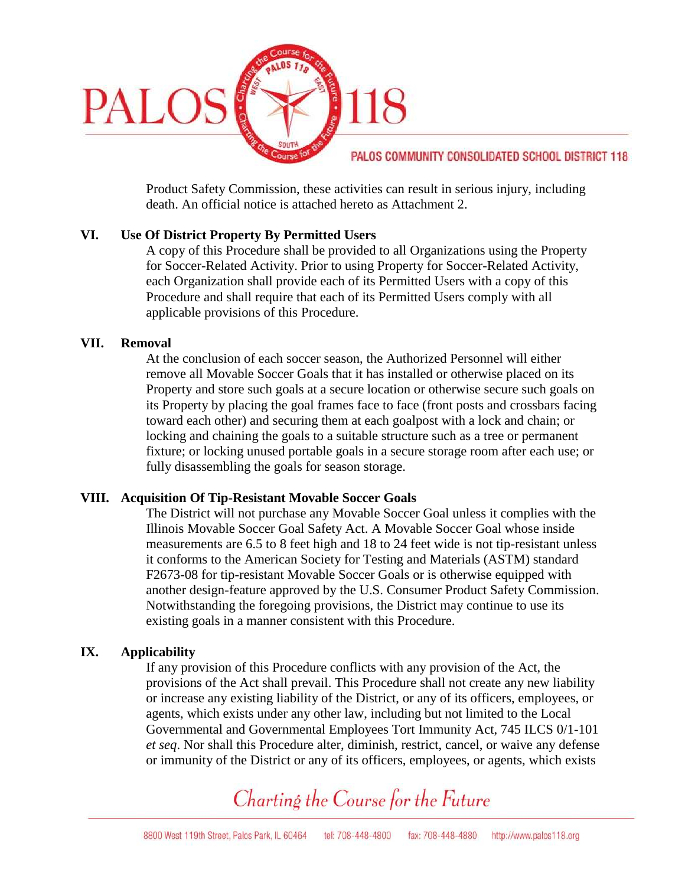Product Safety Commission, these activities can result in serious injury, including death. An official notice is attached hereto as Attachment 2.

## VI. Use Of District Property By Permitted Users

A copy of this Procedure shall be provided to all Organizations using the Property for Soccer-Related Activity. Prior to using Property for Soccer-Related Activity, each Organization shall provide each of its Permitted Users with a copy of this Procedure and shall require that each of its Permitted Users comply with all applicable provisions of this Procedure.

## VII. Removal

At the conclusion of each soccer season, the Authorized Personnel will either remove all Movable Soccer Goals that it has installed or otherwise placed on its Property and store such goals at a secure location or otherwise secure such goals on its Property by placing the goal frames face to face (front posts and crossbars facing toward each other) and securing them at each goalpost with a lock and chain; or locking and chaining the goals to a suitable structure such as a tree or permanent fixture; or locking unused portable goals in a secure storage room after each use; or fully disassembling the goals for season storage.

## VIII. Acquisition Of Tip-Resistant Movable Soccer Goals

The District will not purchase any Movable Soccer Goal unless it complies with the Illinois Movable Soccer Goal Safety Act. A Movable Soccer Goal whose inside measurements are 6.5 to 8 feet high and 18 to 24 feet wide is not tip-resistant unless it conforms to the American Society for Testing and Materials (ASTM) standard F2673-08 for tip-resistant Movable Soccer Goals or is otherwise equipped with another design-feature approved by the U.S. Consumer Product Safety Commission. Notwithstanding the foregoing provisions, the District may continue to use its existing goals in a manner consistent with this Procedure.

## IX. Applicability

If any provision of this Procedure conflicts with any provision of the Act, the provisions of the Act shall prevail. This Procedure shall not create any new liability or increase any existing liability of the District, or any of its officers, employees, or agents, which exists under any other law, including but not limited to the Local Governmental and Governmental Employees Tort Immunity Act, 745 ILCS 0/1-101 *et seq*. Nor shall this Procedure alter, diminish, restrict, cancel, or waive any defense or immunity of the District or any of its officers, employees, or agents, which exists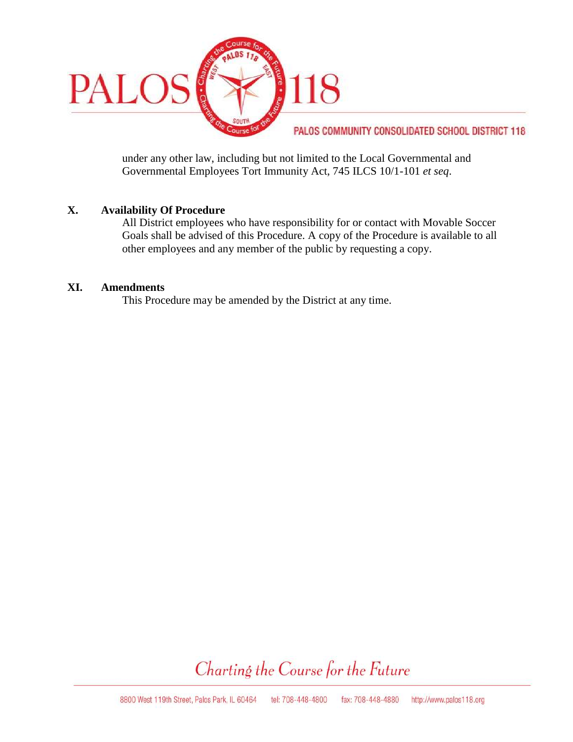under any other law, including but not limited to the Local Governmental and Governmental Employees Tort Immunity Act, 745 ILCS 10/1-101 *et seq*.

## X. Availability Of Procedure

All District employees who have responsibility for or contact with Movable Soccer Goals shall be advised of this Procedure. A copy of the Procedure is available to all other employees and any member of the public by requesting a copy.

## XI. Amendments

This Procedure may be amended by the District at any time.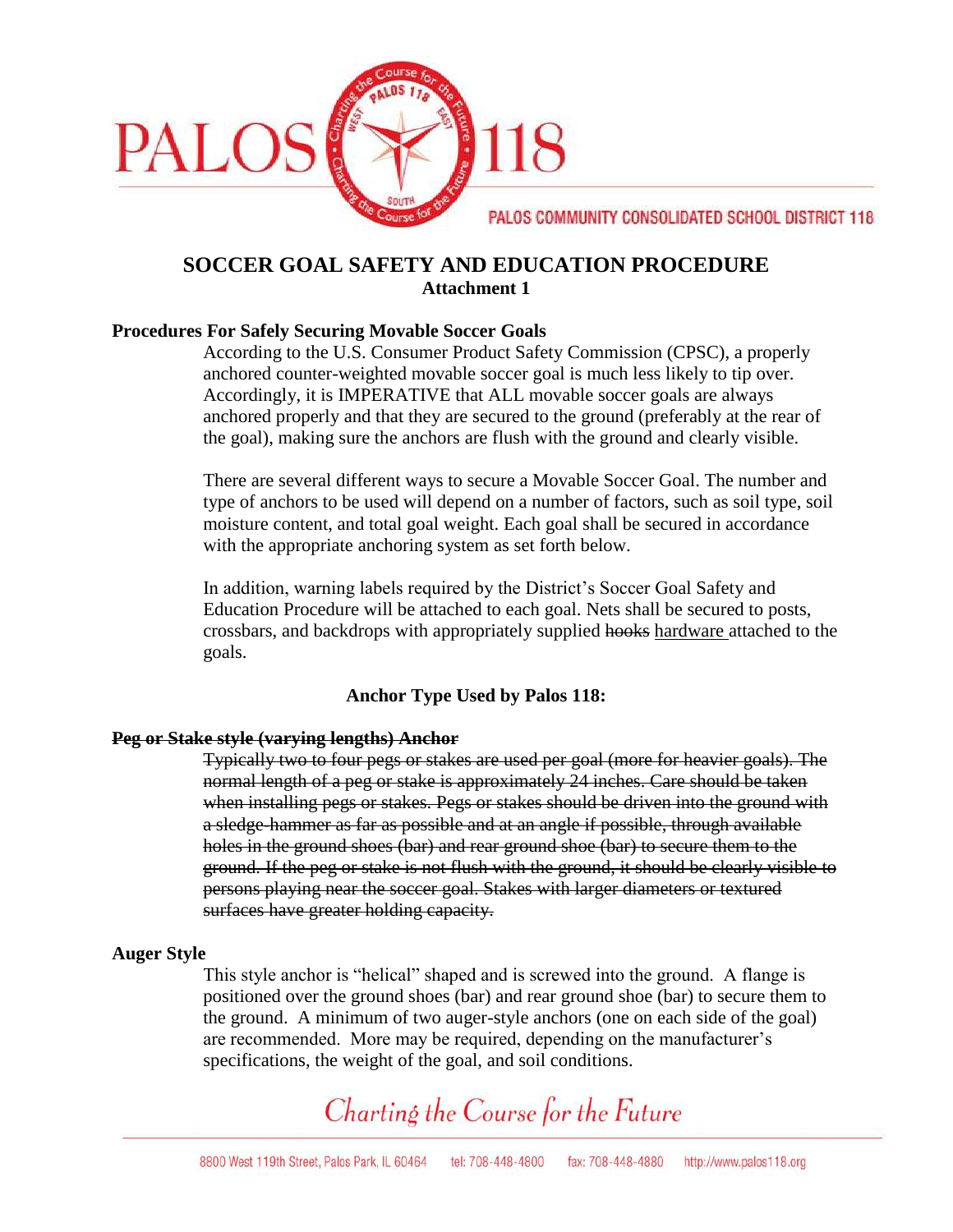# SOCCER GOAL SAFETY AND EDUCATION PROCEDURE

**Attachment 1**

## Procedures For Safely Securing Movable Soccer Goals

According to the U.S. Consumer Product Safety Commission (CPSC), a properly anchored counter-weighted movable soccer goal is much less likely to tip over. Accordingly, it is IMPERATIVE that ALL movable soccer goals are always anchored properly and that they are secured to the ground (preferably at the rear of the goal), making sure the anchors are flush with the ground and clearly visible.

There are several different ways to secure a Movable Soccer Goal. The number and type of anchors to be used will depend on a number of factors, such as soil type, soil moisture content, and total goal weight. Each goal shall be secured in accordance with the appropriate anchoring system as set forth below.

In addition, warning labels required by the District's Soccer Goal Safety and Education Procedure will be attached to each goal. Nets shall be secured to posts, crossbars, and backdrops with appropriately supplied ~~hooks~~ <u>hardware</u> attached to the goals.

### Anchor Type Used by Palos 118:

**~~Peg or Stake style (varying lengths) Anchor~~**

~~Typically two to four pegs or stakes are used per goal (more for heavier goals). The normal length of a peg or stake is approximately 24 inches. Care should be taken when installing pegs or stakes. Pegs or stakes should be driven into the ground with a sledge-hammer as far as possible and at an angle if possible, through available holes in the ground shoes (bar) and rear ground shoe (bar) to secure them to the ground. If the peg or stake is not flush with the ground, it should be clearly visible to persons playing near the soccer goal. Stakes with larger diameters or textured surfaces have greater holding capacity.~~

**Auger Style**

This style anchor is "helical" shaped and is screwed into the ground. A flange is positioned over the ground shoes (bar) and rear ground shoe (bar) to secure them to the ground. A minimum of two auger-style anchors (one on each side of the goal) are recommended. More may be required, depending on the manufacturer's specifications, the weight of the goal, and soil conditions.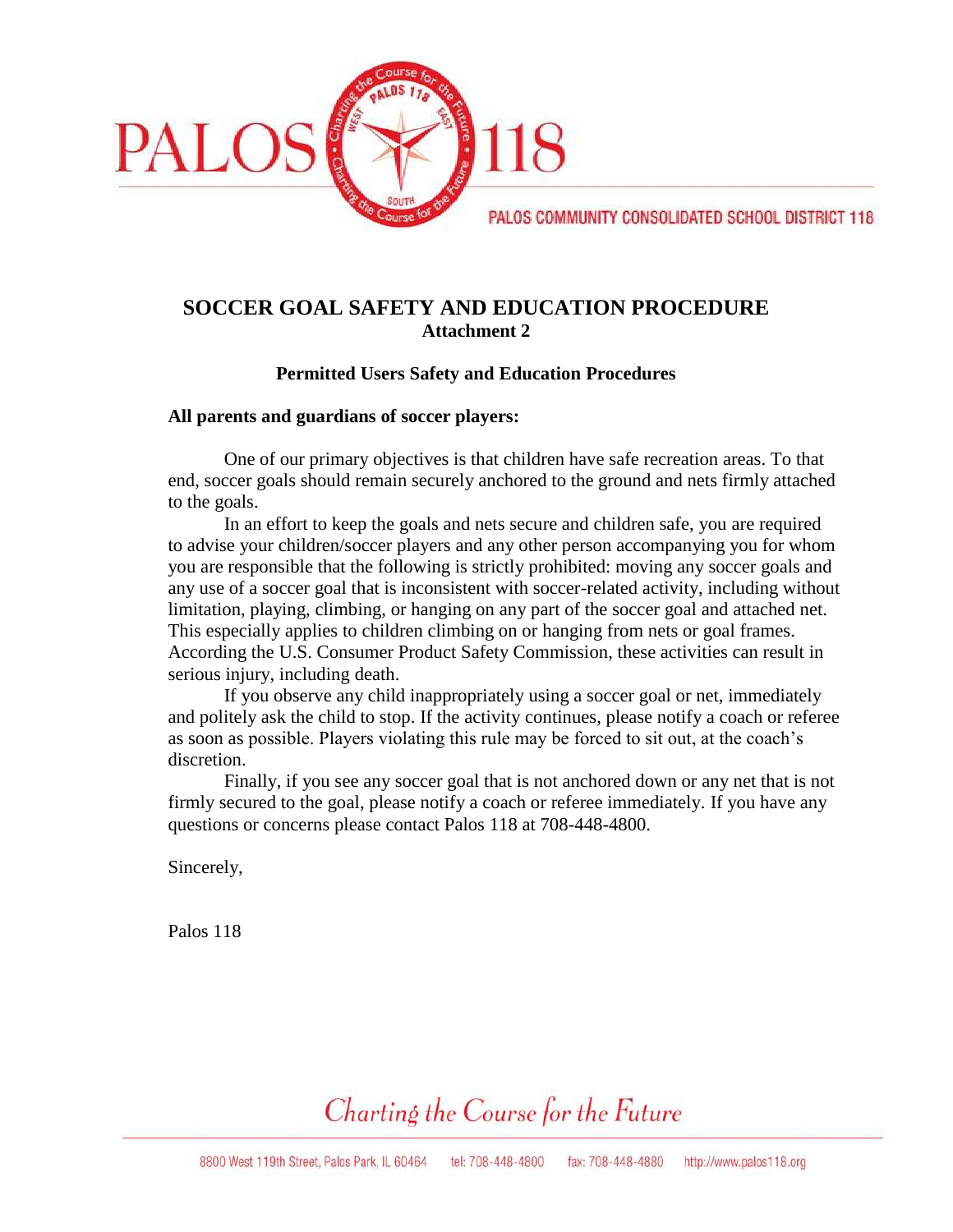# SOCCER GOAL SAFETY AND EDUCATION PROCEDURE

**Attachment 2**

## Permitted Users Safety and Education Procedures

**All parents and guardians of soccer players:**

One of our primary objectives is that children have safe recreation areas. To that end, soccer goals should remain securely anchored to the ground and nets firmly attached to the goals.

In an effort to keep the goals and nets secure and children safe, you are required to advise your children/soccer players and any other person accompanying you for whom you are responsible that the following is strictly prohibited: moving any soccer goals and any use of a soccer goal that is inconsistent with soccer-related activity, including without limitation, playing, climbing, or hanging on any part of the soccer goal and attached net. This especially applies to children climbing on or hanging from nets or goal frames. According the U.S. Consumer Product Safety Commission, these activities can result in serious injury, including death.

If you observe any child inappropriately using a soccer goal or net, immediately and politely ask the child to stop. If the activity continues, please notify a coach or referee as soon as possible. Players violating this rule may be forced to sit out, at the coach's discretion.

Finally, if you see any soccer goal that is not anchored down or any net that is not firmly secured to the goal, please notify a coach or referee immediately. If you have any questions or concerns please contact Palos 118 at 708-448-4800.

Sincerely,

Palos 118